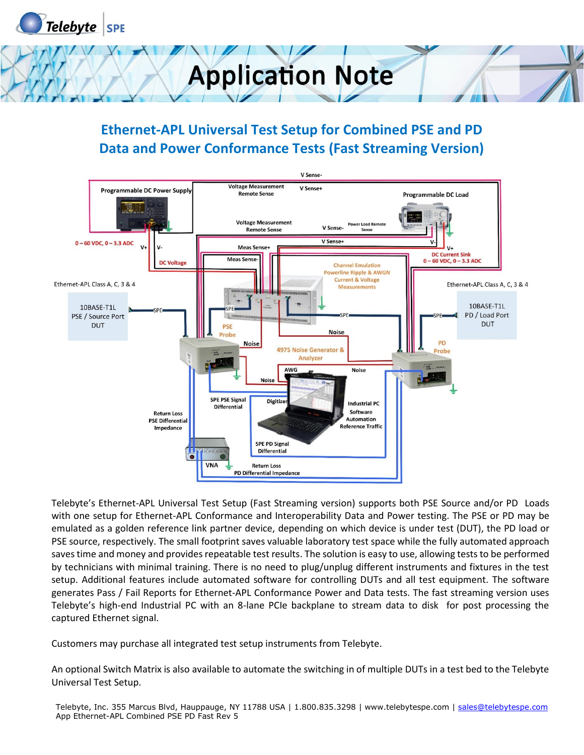# Application Note

## Ethernet-APL Universal Test Setup for Combined PSE and PD Data and Power Conformance Tests (Fast Streaming Version)

Telebyte's Ethernet-APL Universal Test Setup (Fast Streaming version) supports both PSE Source and/or PD Loads with one setup for Ethernet-APL Conformance and Interoperability Data and Power testing. The PSE or PD may be emulated as a golden reference link partner device, depending on which device is under test (DUT), the PD load or PSE source, respectively. The small footprint saves valuable laboratory test space while the fully automated approach saves time and money and provides repeatable test results. The solution is easy to use, allowing tests to be performed by technicians with minimal training. There is no need to plug/unplug different instruments and fixtures in the test setup. Additional features include automated software for controlling DUTs and all test equipment. The software generates Pass / Fail Reports for Ethernet-APL Conformance Power and Data tests. The fast streaming version uses Telebyte's high-end Industrial PC with an 8-lane PCIe backplane to stream data to disk for post processing the captured Ethernet signal.

Customers may purchase all integrated test setup instruments from Telebyte.

An optional Switch Matrix is also available to automate the switching in of multiple DUTs in a test bed to the Telebyte Universal Test Setup.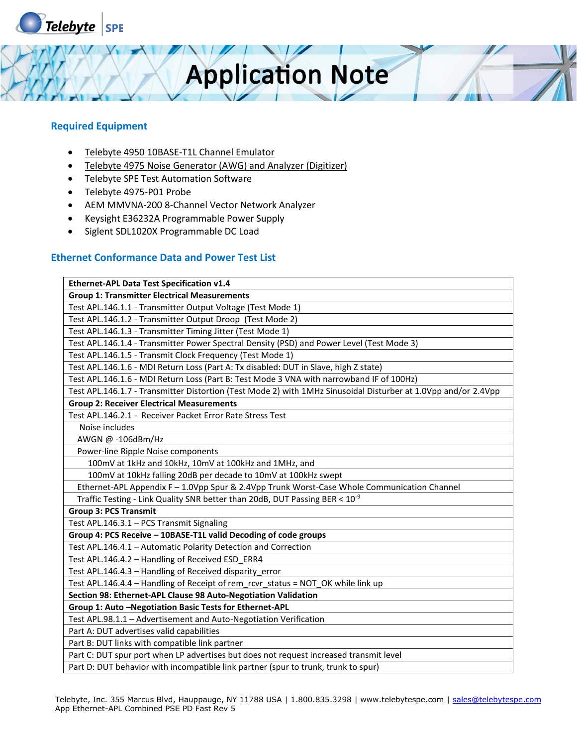## Required Equipment

- Telebyte 4950 10BASE-T1L Channel Emulator
- Telebyte 4975 Noise Generator (AWG) and Analyzer (Digitizer)
- Telebyte SPE Test Automation Software
- Telebyte 4975-P01 Probe
- AEM MMVNA-200 8-Channel Vector Network Analyzer
- Keysight E36232A Programmable Power Supply
- Siglent SDL1020X Programmable DC Load

## Ethernet Conformance Data and Power Test List

| **Ethernet-APL Data Test Specification v1.4** |
|---|
| **Group 1: Transmitter Electrical Measurements** |
| Test APL.146.1.1 - Transmitter Output Voltage (Test Mode 1) |
| Test APL.146.1.2 - Transmitter Output Droop (Test Mode 2) |
| Test APL.146.1.3 - Transmitter Timing Jitter (Test Mode 1) |
| Test APL.146.1.4 - Transmitter Power Spectral Density (PSD) and Power Level (Test Mode 3) |
| Test APL.146.1.5 - Transmit Clock Frequency (Test Mode 1) |
| Test APL.146.1.6 - MDI Return Loss (Part A: Tx disabled: DUT in Slave, high Z state) |
| Test APL.146.1.6 - MDI Return Loss (Part B: Test Mode 3 VNA with narrowband IF of 100Hz) |
| Test APL.146.1.7 - Transmitter Distortion (Test Mode 2) with 1MHz Sinusoidal Disturber at 1.0Vpp and/or 2.4Vpp |
| **Group 2: Receiver Electrical Measurements** |
| Test APL.146.2.1 - Receiver Packet Error Rate Stress Test |
| Noise includes |
| AWGN @ -106dBm/Hz |
| Power-line Ripple Noise components |
| 100mV at 1kHz and 10kHz, 10mV at 100kHz and 1MHz, and |
| 100mV at 10kHz falling 20dB per decade to 10mV at 100kHz swept |
| Ethernet-APL Appendix F – 1.0Vpp Spur & 2.4Vpp Trunk Worst-Case Whole Communication Channel |
| Traffic Testing - Link Quality SNR better than 20dB, DUT Passing BER < $10^{-9}$ |
| **Group 3: PCS Transmit** |
| Test APL.146.3.1 – PCS Transmit Signaling |
| **Group 4: PCS Receive – 10BASE-T1L valid Decoding of code groups** |
| Test APL.146.4.1 – Automatic Polarity Detection and Correction |
| Test APL.146.4.2 – Handling of Received ESD_ERR4 |
| Test APL.146.4.3 – Handling of Received disparity_error |
| Test APL.146.4.4 – Handling of Receipt of rem_rcvr_status = NOT_OK while link up |
| **Section 98: Ethernet-APL Clause 98 Auto-Negotiation Validation** |
| **Group 1: Auto –Negotiation Basic Tests for Ethernet-APL** |
| Test APL.98.1.1 – Advertisement and Auto-Negotiation Verification |
| Part A: DUT advertises valid capabilities |
| Part B: DUT links with compatible link partner |
| Part C: DUT spur port when LP advertises but does not request increased transmit level |
| Part D: DUT behavior with incompatible link partner (spur to trunk, trunk to spur) |

Telebyte, Inc. 355 Marcus Blvd, Hauppauge, NY 11788 USA | 1.800.835.3298 | www.telebytespe.com | sales@telebytespe.com
App Ethernet-APL Combined PSE PD Fast Rev 5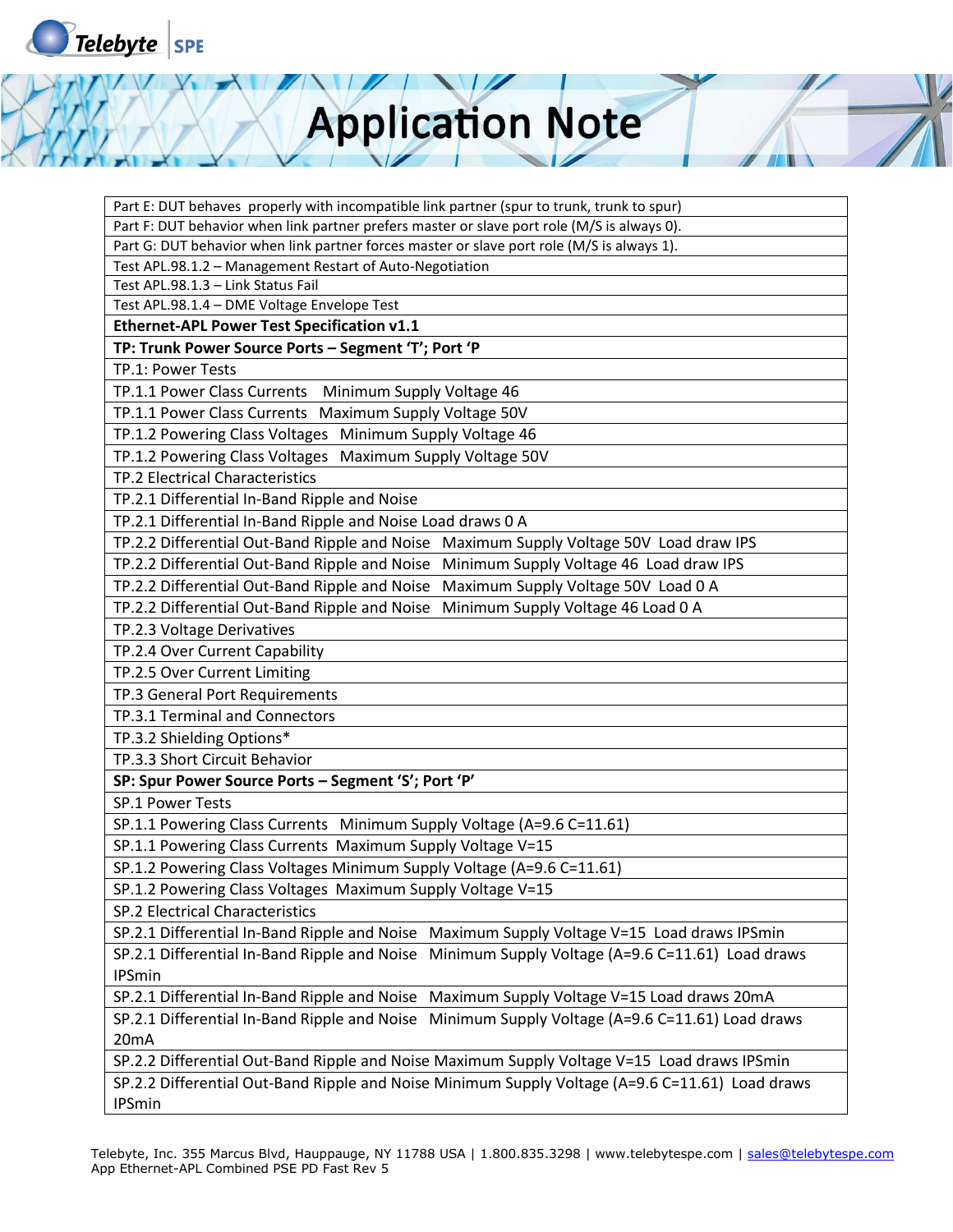| Part E: DUT behaves properly with incompatible link partner (spur to trunk, trunk to spur) |
|---|
| Part F: DUT behavior when link partner prefers master or slave port role (M/S is always 0). |
| Part G: DUT behavior when link partner forces master or slave port role (M/S is always 1). |
| Test APL.98.1.2 – Management Restart of Auto-Negotiation |
| Test APL.98.1.3 – Link Status Fail |
| Test APL.98.1.4 – DME Voltage Envelope Test |
| **Ethernet-APL Power Test Specification v1.1** |
| **TP: Trunk Power Source Ports – Segment 'T'; Port 'P** |
| TP.1: Power Tests |
| TP.1.1 Power Class Currents   Minimum Supply Voltage 46 |
| TP.1.1 Power Class Currents   Maximum Supply Voltage 50V |
| TP.1.2 Powering Class Voltages   Minimum Supply Voltage 46 |
| TP.1.2 Powering Class Voltages   Maximum Supply Voltage 50V |
| TP.2 Electrical Characteristics |
| TP.2.1 Differential In-Band Ripple and Noise |
| TP.2.1 Differential In-Band Ripple and Noise Load draws 0 A |
| TP.2.2 Differential Out-Band Ripple and Noise   Maximum Supply Voltage 50V  Load draw IPS |
| TP.2.2 Differential Out-Band Ripple and Noise   Minimum Supply Voltage 46  Load draw IPS |
| TP.2.2 Differential Out-Band Ripple and Noise   Maximum Supply Voltage 50V  Load 0 A |
| TP.2.2 Differential Out-Band Ripple and Noise   Minimum Supply Voltage 46 Load 0 A |
| TP.2.3 Voltage Derivatives |
| TP.2.4 Over Current Capability |
| TP.2.5 Over Current Limiting |
| TP.3 General Port Requirements |
| TP.3.1 Terminal and Connectors |
| TP.3.2 Shielding Options* |
| TP.3.3 Short Circuit Behavior |
| **SP: Spur Power Source Ports – Segment 'S'; Port 'P'** |
| SP.1 Power Tests |
| SP.1.1 Powering Class Currents   Minimum Supply Voltage (A=9.6 C=11.61) |
| SP.1.1 Powering Class Currents  Maximum Supply Voltage V=15 |
| SP.1.2 Powering Class Voltages Minimum Supply Voltage (A=9.6 C=11.61) |
| SP.1.2 Powering Class Voltages  Maximum Supply Voltage V=15 |
| SP.2 Electrical Characteristics |
| SP.2.1 Differential In-Band Ripple and Noise   Maximum Supply Voltage V=15  Load draws IPSmin |
| SP.2.1 Differential In-Band Ripple and Noise   Minimum Supply Voltage (A=9.6 C=11.61)  Load draws IPSmin |
| SP.2.1 Differential In-Band Ripple and Noise   Maximum Supply Voltage V=15 Load draws 20mA |
| SP.2.1 Differential In-Band Ripple and Noise   Minimum Supply Voltage (A=9.6 C=11.61) Load draws 20mA |
| SP.2.2 Differential Out-Band Ripple and Noise Maximum Supply Voltage V=15  Load draws IPSmin |
| SP.2.2 Differential Out-Band Ripple and Noise Minimum Supply Voltage (A=9.6 C=11.61)  Load draws IPSmin |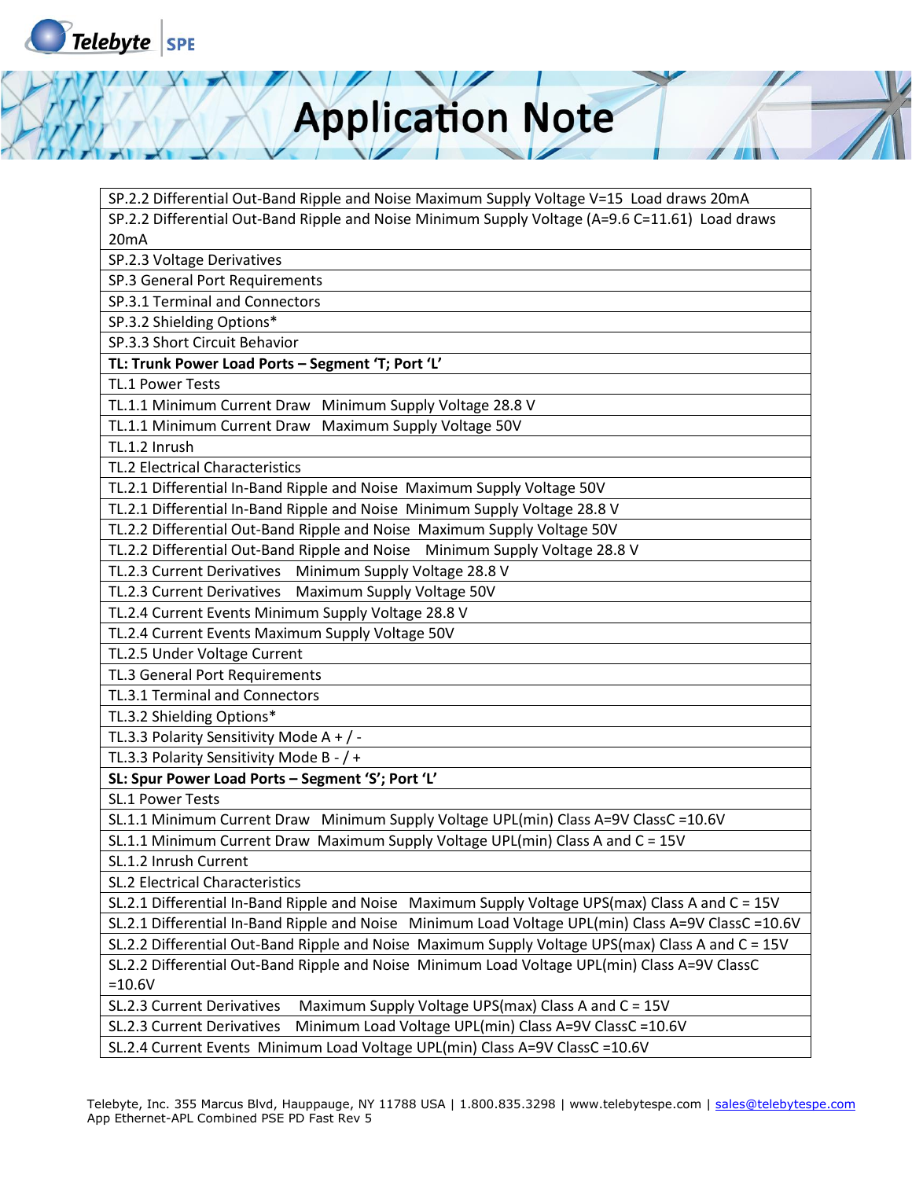| SP.2.2 Differential Out-Band Ripple and Noise Maximum Supply Voltage V=15 Load draws 20mA |
|---|
| SP.2.2 Differential Out-Band Ripple and Noise Minimum Supply Voltage (A=9.6 C=11.61) Load draws 20mA |
| SP.2.3 Voltage Derivatives |
| SP.3 General Port Requirements |
| SP.3.1 Terminal and Connectors |
| SP.3.2 Shielding Options* |
| SP.3.3 Short Circuit Behavior |
| **TL: Trunk Power Load Ports – Segment 'T; Port 'L'** |
| TL.1 Power Tests |
| TL.1.1 Minimum Current Draw Minimum Supply Voltage 28.8 V |
| TL.1.1 Minimum Current Draw Maximum Supply Voltage 50V |
| TL.1.2 Inrush |
| TL.2 Electrical Characteristics |
| TL.2.1 Differential In-Band Ripple and Noise Maximum Supply Voltage 50V |
| TL.2.1 Differential In-Band Ripple and Noise Minimum Supply Voltage 28.8 V |
| TL.2.2 Differential Out-Band Ripple and Noise Maximum Supply Voltage 50V |
| TL.2.2 Differential Out-Band Ripple and Noise Minimum Supply Voltage 28.8 V |
| TL.2.3 Current Derivatives Minimum Supply Voltage 28.8 V |
| TL.2.3 Current Derivatives Maximum Supply Voltage 50V |
| TL.2.4 Current Events Minimum Supply Voltage 28.8 V |
| TL.2.4 Current Events Maximum Supply Voltage 50V |
| TL.2.5 Under Voltage Current |
| TL.3 General Port Requirements |
| TL.3.1 Terminal and Connectors |
| TL.3.2 Shielding Options* |
| TL.3.3 Polarity Sensitivity Mode A + / - |
| TL.3.3 Polarity Sensitivity Mode B - / + |
| **SL: Spur Power Load Ports – Segment 'S'; Port 'L'** |
| SL.1 Power Tests |
| SL.1.1 Minimum Current Draw Minimum Supply Voltage UPL(min) Class A=9V ClassC =10.6V |
| SL.1.1 Minimum Current Draw Maximum Supply Voltage UPL(min) Class A and C = 15V |
| SL.1.2 Inrush Current |
| SL.2 Electrical Characteristics |
| SL.2.1 Differential In-Band Ripple and Noise Maximum Supply Voltage UPS(max) Class A and C = 15V |
| SL.2.1 Differential In-Band Ripple and Noise Minimum Load Voltage UPL(min) Class A=9V ClassC =10.6V |
| SL.2.2 Differential Out-Band Ripple and Noise Maximum Supply Voltage UPS(max) Class A and C = 15V |
| SL.2.2 Differential Out-Band Ripple and Noise Minimum Load Voltage UPL(min) Class A=9V ClassC =10.6V |
| SL.2.3 Current Derivatives Maximum Supply Voltage UPS(max) Class A and C = 15V |
| SL.2.3 Current Derivatives Minimum Load Voltage UPL(min) Class A=9V ClassC =10.6V |
| SL.2.4 Current Events Minimum Load Voltage UPL(min) Class A=9V ClassC =10.6V |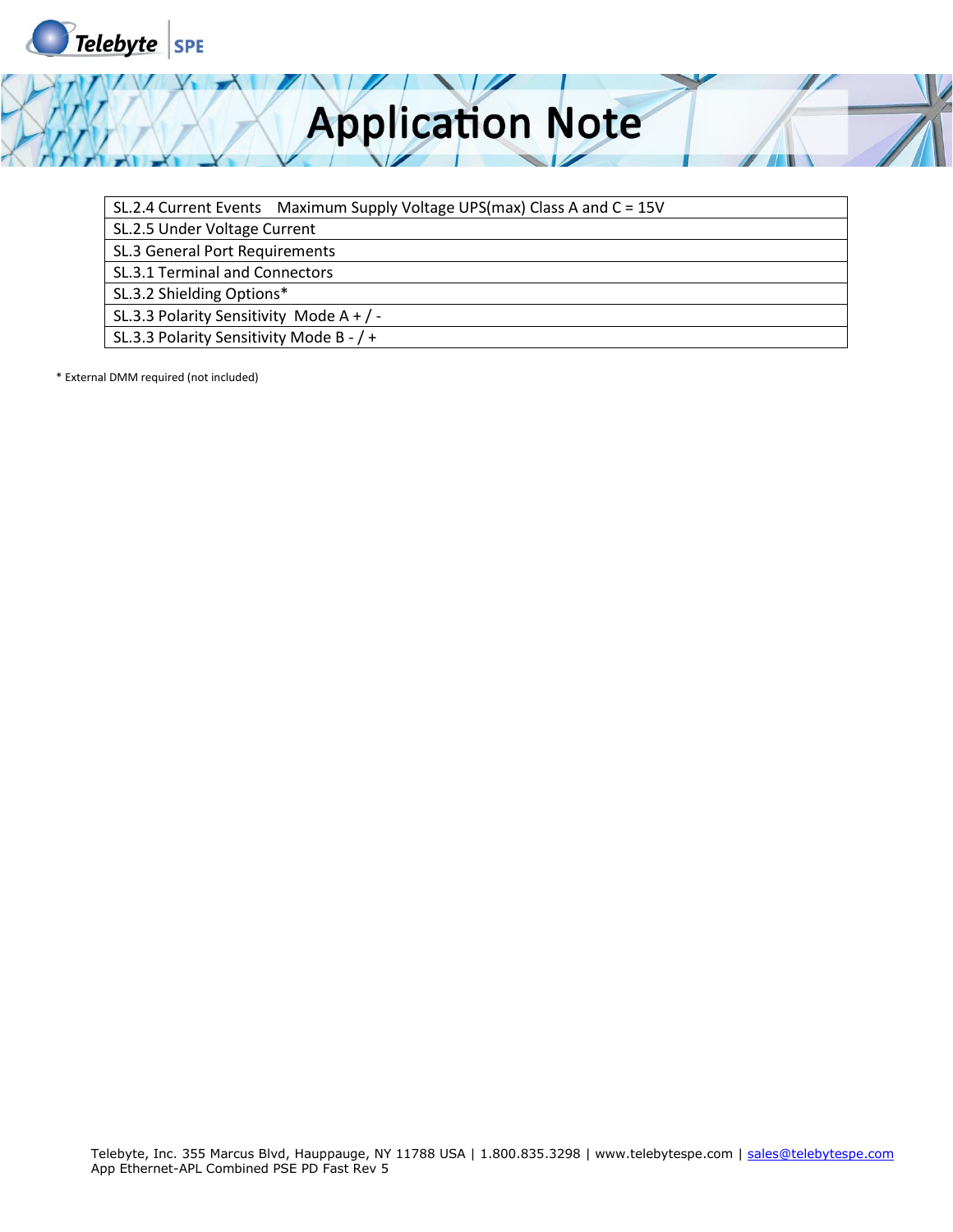| |
|---|
| SL.2.4 Current Events    Maximum Supply Voltage UPS(max) Class A and C = 15V |
| SL.2.5 Under Voltage Current |
| SL.3 General Port Requirements |
| SL.3.1 Terminal and Connectors |
| SL.3.2 Shielding Options* |
| SL.3.3 Polarity Sensitivity  Mode A + / - |
| SL.3.3 Polarity Sensitivity Mode B - / + |

* External DMM required (not included)